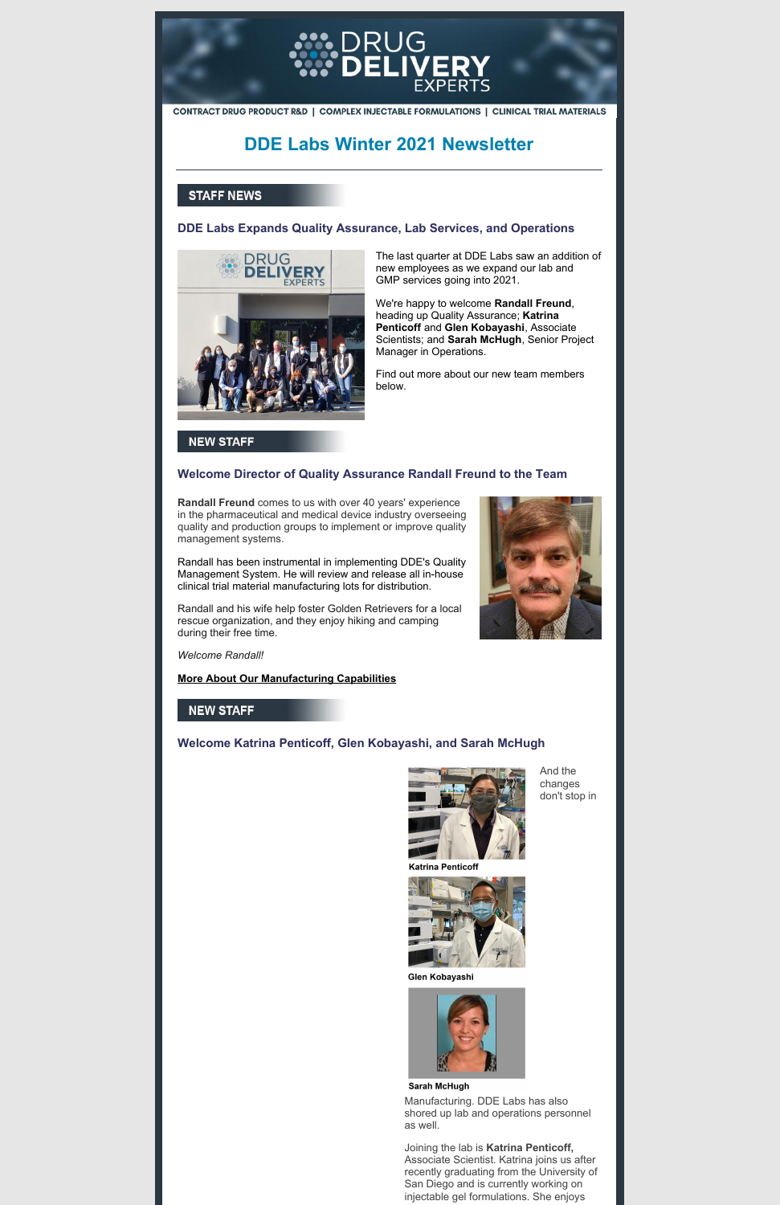CONTRACT DRUG PRODUCT R&D | COMPLEX INJECTABLE FORMULATIONS | CLINICAL TRIAL MATERIALS

# DDE Labs Winter 2021 Newsletter

## STAFF NEWS

### DDE Labs Expands Quality Assurance, Lab Services, and Operations

The last quarter at DDE Labs saw an addition of new employees as we expand our lab and GMP services going into 2021.

We're happy to welcome **Randall Freund**, heading up Quality Assurance; **Katrina Penticoff** and **Glen Kobayashi**, Associate Scientists; and **Sarah McHugh**, Senior Project Manager in Operations.

Find out more about our new team members below.

## NEW STAFF

### Welcome Director of Quality Assurance Randall Freund to the Team

**Randall Freund** comes to us with over 40 years' experience in the pharmaceutical and medical device industry overseeing quality and production groups to implement or improve quality management systems.

Randall has been instrumental in implementing DDE's Quality Management System. He will review and release all in-house clinical trial material manufacturing lots for distribution.

Randall and his wife help foster Golden Retrievers for a local rescue organization, and they enjoy hiking and camping during their free time.

*Welcome Randall!*

**More About Our Manufacturing Capabilities**

## NEW STAFF

### Welcome Katrina Penticoff, Glen Kobayashi, and Sarah McHugh

**Katrina Penticoff**

**Glen Kobayashi**

**Sarah McHugh**

And the changes don't stop in Manufacturing. DDE Labs has also shored up lab and operations personnel as well.

Joining the lab is **Katrina Penticoff,** Associate Scientist. Katrina joins us after recently graduating from the University of San Diego and is currently working on injectable gel formulations. She enjoys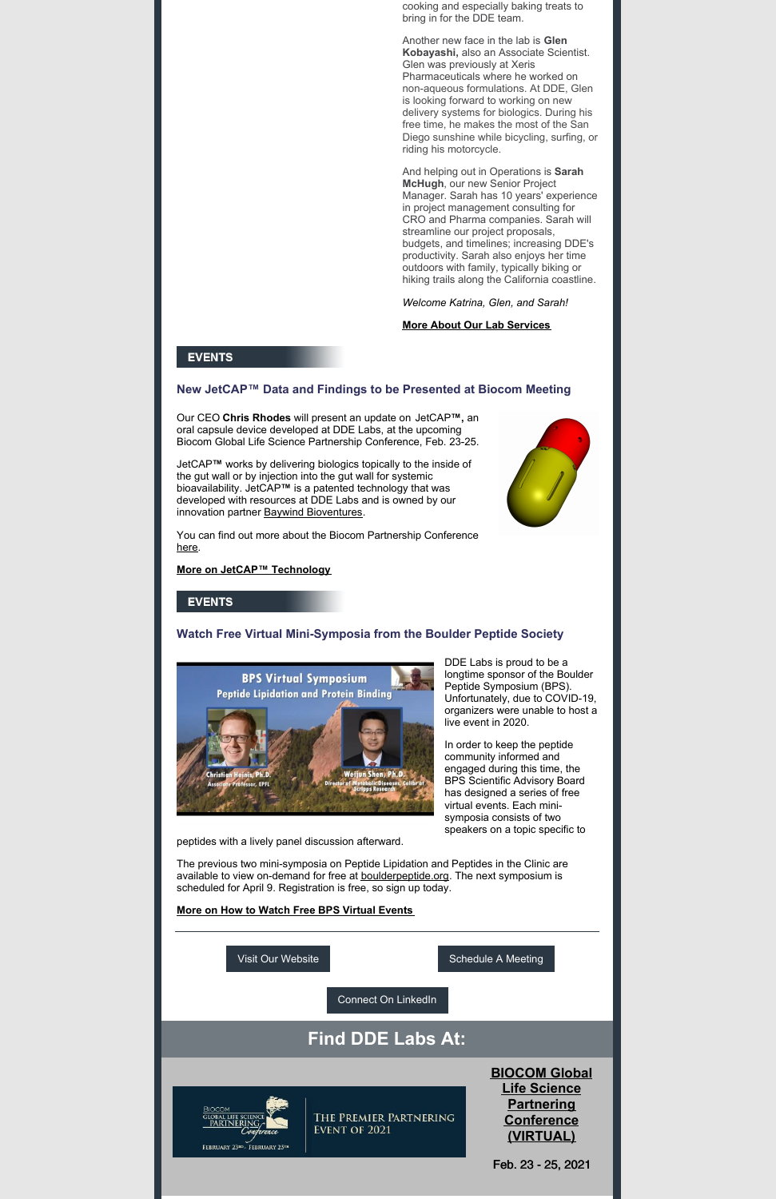cooking and especially baking treats to bring in for the DDE team.

Another new face in the lab is **Glen Kobayashi,** also an Associate Scientist. Glen was previously at Xeris Pharmaceuticals where he worked on non-aqueous formulations. At DDE, Glen is looking forward to working on new delivery systems for biologics. During his free time, he makes the most of the San Diego sunshine while bicycling, surfing, or riding his motorcycle.

And helping out in Operations is **Sarah McHugh**, our new Senior Project Manager. Sarah has 10 years' experience in project management consulting for CRO and Pharma companies. Sarah will streamline our project proposals, budgets, and timelines; increasing DDE's productivity. Sarah also enjoys her time outdoors with family, typically biking or hiking trails along the California coastline.

*Welcome Katrina, Glen, and Sarah!*

**More About Our Lab Services**

## EVENTS

### New JetCAP™ Data and Findings to be Presented at Biocom Meeting

Our CEO **Chris Rhodes** will present an update on JetCAP**™,** an oral capsule device developed at DDE Labs, at the upcoming Biocom Global Life Science Partnership Conference, Feb. 23-25.

JetCAP**™** works by delivering biologics topically to the inside of the gut wall or by injection into the gut wall for systemic bioavailability. JetCAP**™** is a patented technology that was developed with resources at DDE Labs and is owned by our innovation partner Baywind Bioventures.

You can find out more about the Biocom Partnership Conference here.

**More on JetCAP™ Technology**

## EVENTS

### Watch Free Virtual Mini-Symposia from the Boulder Peptide Society

DDE Labs is proud to be a longtime sponsor of the Boulder Peptide Symposium (BPS). Unfortunately, due to COVID-19, organizers were unable to host a live event in 2020.

In order to keep the peptide community informed and engaged during this time, the BPS Scientific Advisory Board has designed a series of free virtual events. Each mini-symposia consists of two speakers on a topic specific to peptides with a lively panel discussion afterward.

The previous two mini-symposia on Peptide Lipidation and Peptides in the Clinic are available to view on-demand for free at boulderpeptide.org. The next symposium is scheduled for April 9. Registration is free, so sign up today.

**More on How to Watch Free BPS Virtual Events**

---

Visit Our Website

Schedule A Meeting

Connect On LinkedIn

## Find DDE Labs At:

**BIOCOM Global Life Science Partnering Conference (VIRTUAL)**

Feb. 23 - 25, 2021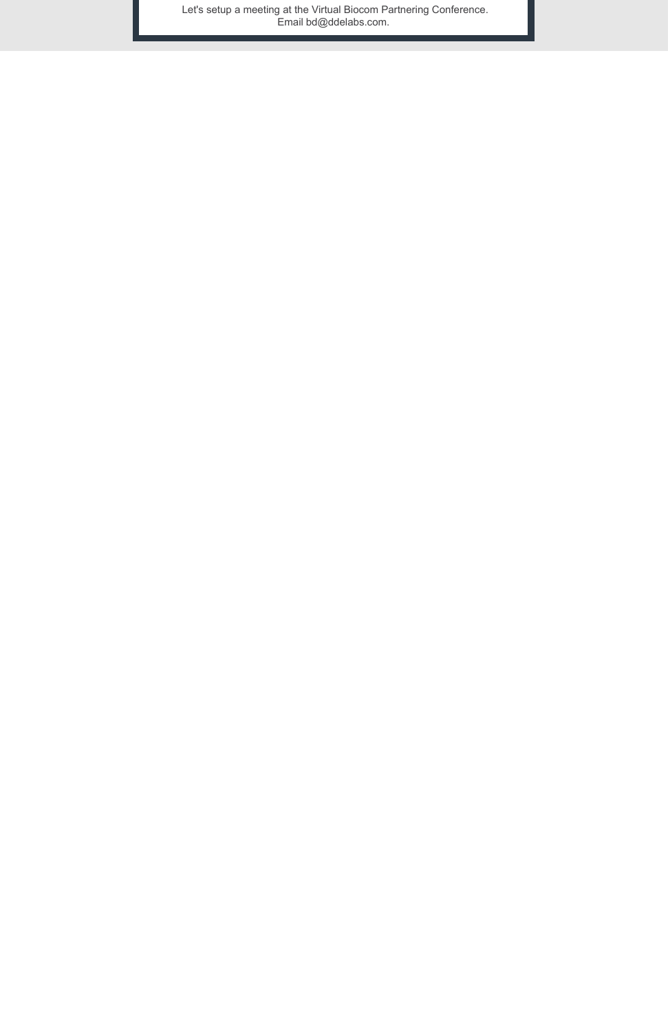Let's setup a meeting at the Virtual Biocom Partnering Conference.
Email bd@ddelabs.com.